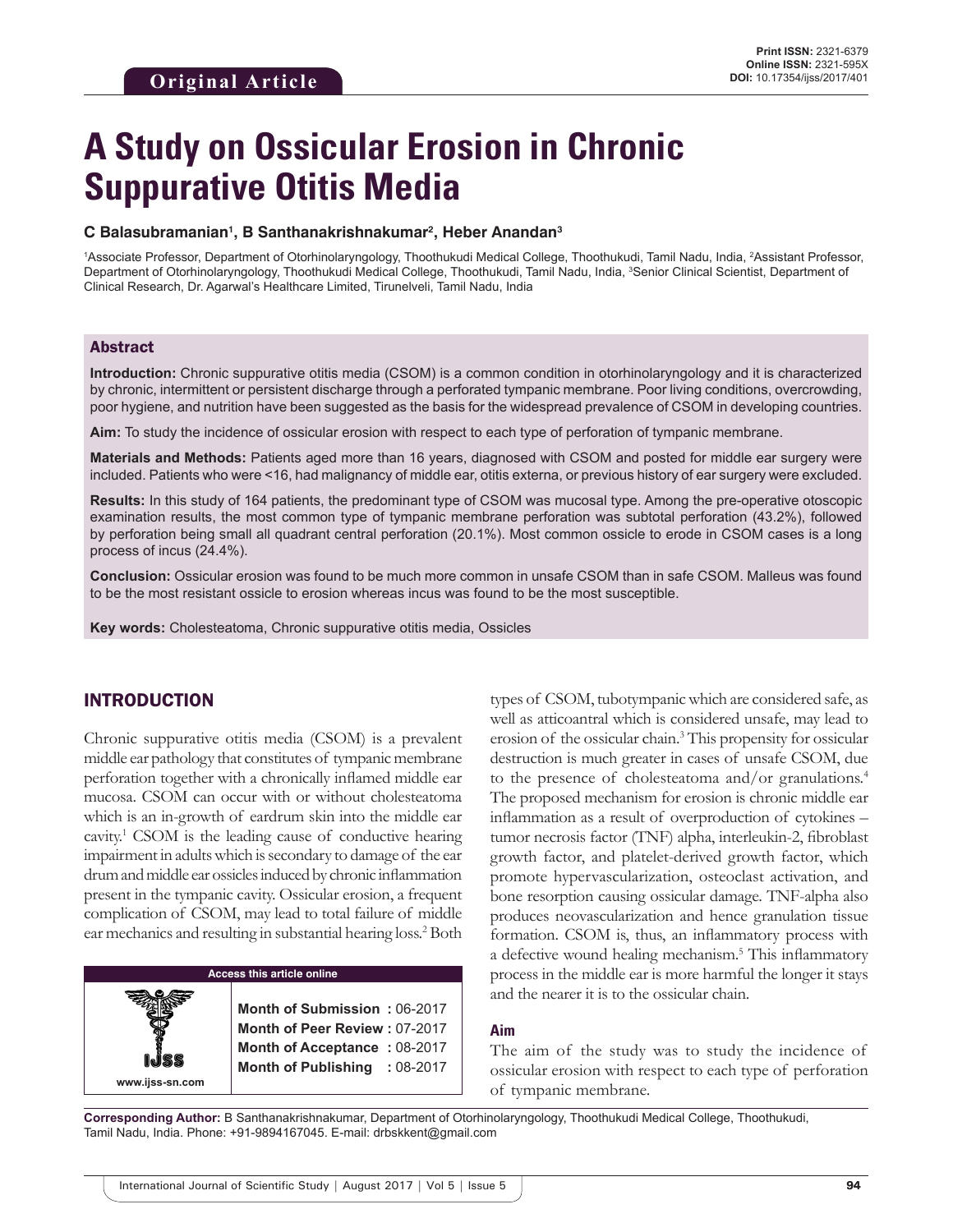Original Article

Print ISSN: 2321-6379
Online ISSN: 2321-595X
DOI: 10.17354/ijss/2017/401

# A Study on Ossicular Erosion in Chronic Suppurative Otitis Media

**C Balasubramanian[1], B Santhanakrishnakumar[2], Heber Anandan[3]**

[1]Associate Professor, Department of Otorhinolaryngology, Thoothukudi Medical College, Thoothukudi, Tamil Nadu, India, [2]Assistant Professor, Department of Otorhinolaryngology, Thoothukudi Medical College, Thoothukudi, Tamil Nadu, India, [3]Senior Clinical Scientist, Department of Clinical Research, Dr. Agarwal's Healthcare Limited, Tirunelveli, Tamil Nadu, India

## Abstract

**Introduction:** Chronic suppurative otitis media (CSOM) is a common condition in otorhinolaryngology and it is characterized by chronic, intermittent or persistent discharge through a perforated tympanic membrane. Poor living conditions, overcrowding, poor hygiene, and nutrition have been suggested as the basis for the widespread prevalence of CSOM in developing countries.

**Aim:** To study the incidence of ossicular erosion with respect to each type of perforation of tympanic membrane.

**Materials and Methods:** Patients aged more than 16 years, diagnosed with CSOM and posted for middle ear surgery were included. Patients who were <16, had malignancy of middle ear, otitis externa, or previous history of ear surgery were excluded.

**Results:** In this study of 164 patients, the predominant type of CSOM was mucosal type. Among the pre-operative otoscopic examination results, the most common type of tympanic membrane perforation was subtotal perforation (43.2%), followed by perforation being small all quadrant central perforation (20.1%). Most common ossicle to erode in CSOM cases is a long process of incus (24.4%).

**Conclusion:** Ossicular erosion was found to be much more common in unsafe CSOM than in safe CSOM. Malleus was found to be the most resistant ossicle to erosion whereas incus was found to be the most susceptible.

**Key words:** Cholesteatoma, Chronic suppurative otitis media, Ossicles

## INTRODUCTION

Chronic suppurative otitis media (CSOM) is a prevalent middle ear pathology that constitutes of tympanic membrane perforation together with a chronically inflamed middle ear mucosa. CSOM can occur with or without cholesteatoma which is an in-growth of eardrum skin into the middle ear cavity.[1] CSOM is the leading cause of conductive hearing impairment in adults which is secondary to damage of the ear drum and middle ear ossicles induced by chronic inflammation present in the tympanic cavity. Ossicular erosion, a frequent complication of CSOM, may lead to total failure of middle ear mechanics and resulting in substantial hearing loss.[2] Both types of CSOM, tubotympanic which are considered safe, as well as atticoantral which is considered unsafe, may lead to erosion of the ossicular chain.[3] This propensity for ossicular destruction is much greater in cases of unsafe CSOM, due to the presence of cholesteatoma and/or granulations.[4] The proposed mechanism for erosion is chronic middle ear inflammation as a result of overproduction of cytokines – tumor necrosis factor (TNF) alpha, interleukin-2, fibroblast growth factor, and platelet-derived growth factor, which promote hypervascularization, osteoclast activation, and bone resorption causing ossicular damage. TNF-alpha also produces neovascularization and hence granulation tissue formation. CSOM is, thus, an inflammatory process with a defective wound healing mechanism.[5] This inflammatory process in the middle ear is more harmful the longer it stays and the nearer it is to the ossicular chain.

| Access this article online | |
|---|---|
| www.ijss-sn.com | **Month of Submission :** 06-2017<br>**Month of Peer Review :** 07-2017<br>**Month of Acceptance :** 08-2017<br>**Month of Publishing :** 08-2017 |

### Aim

The aim of the study was to study the incidence of ossicular erosion with respect to each type of perforation of tympanic membrane.

**Corresponding Author:** B Santhanakrishnakumar, Department of Otorhinolaryngology, Thoothukudi Medical College, Thoothukudi, Tamil Nadu, India. Phone: +91-9894167045. E-mail: drbskkent@gmail.com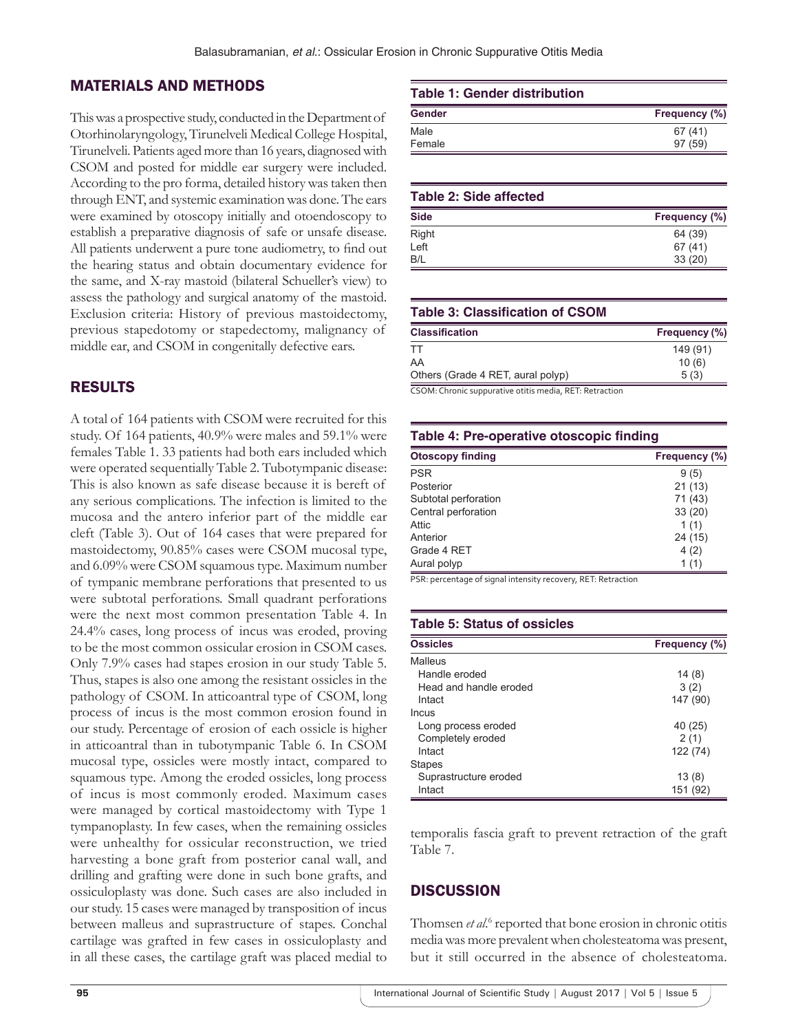## MATERIALS AND METHODS

This was a prospective study, conducted in the Department of Otorhinolaryngology, Tirunelveli Medical College Hospital, Tirunelveli. Patients aged more than 16 years, diagnosed with CSOM and posted for middle ear surgery were included. According to the pro forma, detailed history was taken then through ENT, and systemic examination was done. The ears were examined by otoscopy initially and otoendoscopy to establish a preparative diagnosis of safe or unsafe disease. All patients underwent a pure tone audiometry, to find out the hearing status and obtain documentary evidence for the same, and X-ray mastoid (bilateral Schueller's view) to assess the pathology and surgical anatomy of the mastoid. Exclusion criteria: History of previous mastoidectomy, previous stapedotomy or stapedectomy, malignancy of middle ear, and CSOM in congenitally defective ears.

## RESULTS

A total of 164 patients with CSOM were recruited for this study. Of 164 patients, 40.9% were males and 59.1% were females Table 1. 33 patients had both ears included which were operated sequentially Table 2. Tubotympanic disease: This is also known as safe disease because it is bereft of any serious complications. The infection is limited to the mucosa and the antero inferior part of the middle ear cleft (Table 3). Out of 164 cases that were prepared for mastoidectomy, 90.85% cases were CSOM mucosal type, and 6.09% were CSOM squamous type. Maximum number of tympanic membrane perforations that presented to us were subtotal perforations. Small quadrant perforations were the next most common presentation Table 4. In 24.4% cases, long process of incus was eroded, proving to be the most common ossicular erosion in CSOM cases. Only 7.9% cases had stapes erosion in our study Table 5. Thus, stapes is also one among the resistant ossicles in the pathology of CSOM. In atticoantral type of CSOM, long process of incus is the most common erosion found in our study. Percentage of erosion of each ossicle is higher in atticoantral than in tubotympanic Table 6. In CSOM mucosal type, ossicles were mostly intact, compared to squamous type. Among the eroded ossicles, long process of incus is most commonly eroded. Maximum cases were managed by cortical mastoidectomy with Type 1 tympanoplasty. In few cases, when the remaining ossicles were unhealthy for ossicular reconstruction, we tried harvesting a bone graft from posterior canal wall, and drilling and grafting were done in such bone grafts, and ossiculoplasty was done. Such cases are also included in our study. 15 cases were managed by transposition of incus between malleus and suprastructure of stapes. Conchal cartilage was grafted in few cases in ossiculoplasty and in all these cases, the cartilage graft was placed medial to temporalis fascia graft to prevent retraction of the graft Table 7.

**Table 1: Gender distribution**

| Gender | Frequency (%) |
|---|---|
| Male | 67 (41) |
| Female | 97 (59) |

**Table 2: Side affected**

| Side | Frequency (%) |
|---|---|
| Right | 64 (39) |
| Left | 67 (41) |
| B/L | 33 (20) |

**Table 3: Classification of CSOM**

| Classification | Frequency (%) |
|---|---|
| TT | 149 (91) |
| AA | 10 (6) |
| Others (Grade 4 RET, aural polyp) | 5 (3) |

CSOM: Chronic suppurative otitis media, RET: Retraction

**Table 4: Pre-operative otoscopic finding**

| Otoscopy finding | Frequency (%) |
|---|---|
| PSR | 9 (5) |
| Posterior | 21 (13) |
| Subtotal perforation | 71 (43) |
| Central perforation | 33 (20) |
| Attic | 1 (1) |
| Anterior | 24 (15) |
| Grade 4 RET | 4 (2) |
| Aural polyp | 1 (1) |

PSR: percentage of signal intensity recovery, RET: Retraction

**Table 5: Status of ossicles**

| Ossicles | Frequency (%) |
|---|---|
| Malleus | |
| Handle eroded | 14 (8) |
| Head and handle eroded | 3 (2) |
| Intact | 147 (90) |
| Incus | |
| Long process eroded | 40 (25) |
| Completely eroded | 2 (1) |
| Intact | 122 (74) |
| Stapes | |
| Suprastructure eroded | 13 (8) |
| Intact | 151 (92) |

## DISCUSSION

Thomsen *et al.*[6] reported that bone erosion in chronic otitis media was more prevalent when cholesteatoma was present, but it still occurred in the absence of cholesteatoma.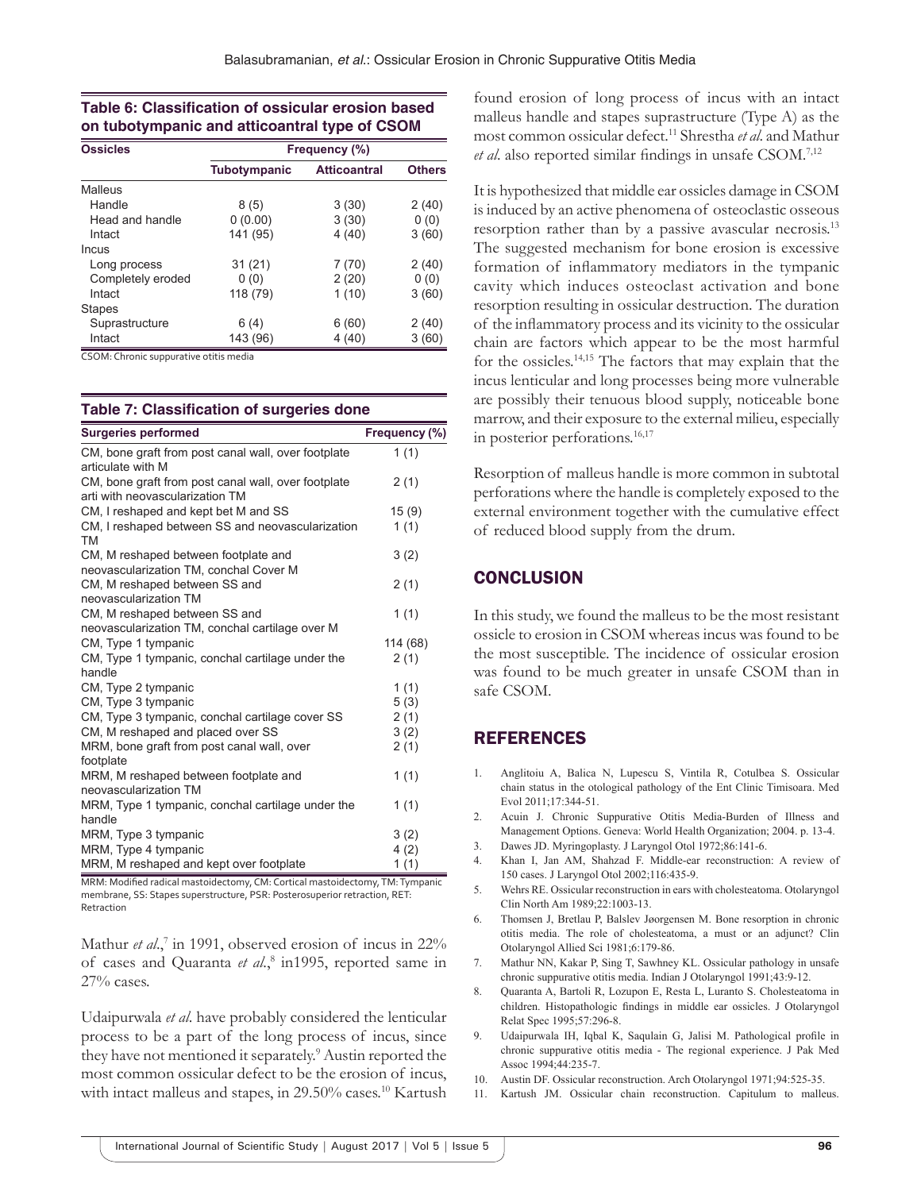**Table 6: Classification of ossicular erosion based on tubotympanic and atticoantral type of CSOM**

| Ossicles | Frequency (%) | | |
|---|---|---|---|
| | Tubotympanic | Atticoantral | Others |
| Malleus | | | |
| Handle | 8 (5) | 3 (30) | 2 (40) |
| Head and handle | 0 (0.00) | 3 (30) | 0 (0) |
| Intact | 141 (95) | 4 (40) | 3 (60) |
| Incus | | | |
| Long process | 31 (21) | 7 (70) | 2 (40) |
| Completely eroded | 0 (0) | 2 (20) | 0 (0) |
| Intact | 118 (79) | 1 (10) | 3 (60) |
| Stapes | | | |
| Suprastructure | 6 (4) | 6 (60) | 2 (40) |
| Intact | 143 (96) | 4 (40) | 3 (60) |

CSOM: Chronic suppurative otitis media

**Table 7: Classification of surgeries done**

| Surgeries performed | Frequency (%) |
|---|---|
| CM, bone graft from post canal wall, over footplate articulate with M | 1 (1) |
| CM, bone graft from post canal wall, over footplate arti with neovascularization TM | 2 (1) |
| CM, I reshaped and kept bet M and SS | 15 (9) |
| CM, I reshaped between SS and neovascularization TM | 1 (1) |
| CM, M reshaped between footplate and neovascularization TM, conchal Cover M | 3 (2) |
| CM, M reshaped between SS and neovascularization TM | 2 (1) |
| CM, M reshaped between SS and neovascularization TM, conchal cartilage over M | 1 (1) |
| CM, Type 1 tympanic | 114 (68) |
| CM, Type 1 tympanic, conchal cartilage under the handle | 2 (1) |
| CM, Type 2 tympanic | 1 (1) |
| CM, Type 3 tympanic | 5 (3) |
| CM, Type 3 tympanic, conchal cartilage cover SS | 2 (1) |
| CM, M reshaped and placed over SS | 3 (2) |
| MRM, bone graft from post canal wall, over footplate | 2 (1) |
| MRM, M reshaped between footplate and neovascularization TM | 1 (1) |
| MRM, Type 1 tympanic, conchal cartilage under the handle | 1 (1) |
| MRM, Type 3 tympanic | 3 (2) |
| MRM, Type 4 tympanic | 4 (2) |
| MRM, M reshaped and kept over footplate | 1 (1) |

MRM: Modified radical mastoidectomy, CM: Cortical mastoidectomy, TM: Tympanic membrane, SS: Stapes superstructure, PSR: Posterosuperior retraction, RET: Retraction

Mathur *et al*.,[7] in 1991, observed erosion of incus in 22% of cases and Quaranta *et al*.,[8] in1995, reported same in 27% cases.

Udaipurwala *et al*. have probably considered the lenticular process to be a part of the long process of incus, since they have not mentioned it separately.[9] Austin reported the most common ossicular defect to be the erosion of incus, with intact malleus and stapes, in 29.50% cases.[10] Kartush found erosion of long process of incus with an intact malleus handle and stapes suprastructure (Type A) as the most common ossicular defect.[11] Shrestha *et al*. and Mathur *et al*. also reported similar findings in unsafe CSOM.[7,12]

It is hypothesized that middle ear ossicles damage in CSOM is induced by an active phenomena of osteoclastic osseous resorption rather than by a passive avascular necrosis.[13] The suggested mechanism for bone erosion is excessive formation of inflammatory mediators in the tympanic cavity which induces osteoclast activation and bone resorption resulting in ossicular destruction. The duration of the inflammatory process and its vicinity to the ossicular chain are factors which appear to be the most harmful for the ossicles.[14,15] The factors that may explain that the incus lenticular and long processes being more vulnerable are possibly their tenuous blood supply, noticeable bone marrow, and their exposure to the external milieu, especially in posterior perforations.[16,17]

Resorption of malleus handle is more common in subtotal perforations where the handle is completely exposed to the external environment together with the cumulative effect of reduced blood supply from the drum.

## CONCLUSION

In this study, we found the malleus to be the most resistant ossicle to erosion in CSOM whereas incus was found to be the most susceptible. The incidence of ossicular erosion was found to be much greater in unsafe CSOM than in safe CSOM.

## REFERENCES

1. Anglitoiu A, Balica N, Lupescu S, Vintila R, Cotulbea S. Ossicular chain status in the otological pathology of the Ent Clinic Timisoara. Med Evol 2011;17:344-51.
2. Acuin J. Chronic Suppurative Otitis Media-Burden of Illness and Management Options. Geneva: World Health Organization; 2004. p. 13-4.
3. Dawes JD. Myringoplasty. J Laryngol Otol 1972;86:141-6.
4. Khan I, Jan AM, Shahzad F. Middle-ear reconstruction: A review of 150 cases. J Laryngol Otol 2002;116:435-9.
5. Wehrs RE. Ossicular reconstruction in ears with cholesteatoma. Otolaryngol Clin North Am 1989;22:1003-13.
6. Thomsen J, Bretlau P, Balslev Jøorgensen M. Bone resorption in chronic otitis media. The role of cholesteatoma, a must or an adjunct? Clin Otolaryngol Allied Sci 1981;6:179-86.
7. Mathur NN, Kakar P, Sing T, Sawhney KL. Ossicular pathology in unsafe chronic suppurative otitis media. Indian J Otolaryngol 1991;43:9-12.
8. Quaranta A, Bartoli R, Lozupon E, Resta L, Luranto S. Cholesteatoma in children. Histopathologic findings in middle ear ossicles. J Otolaryngol Relat Spec 1995;57:296-8.
9. Udaipurwala IH, Iqbal K, Saqulain G, Jalisi M. Pathological profile in chronic suppurative otitis media - The regional experience. J Pak Med Assoc 1994;44:235-7.
10. Austin DF. Ossicular reconstruction. Arch Otolaryngol 1971;94:525-35.
11. Kartush JM. Ossicular chain reconstruction. Capitulum to malleus.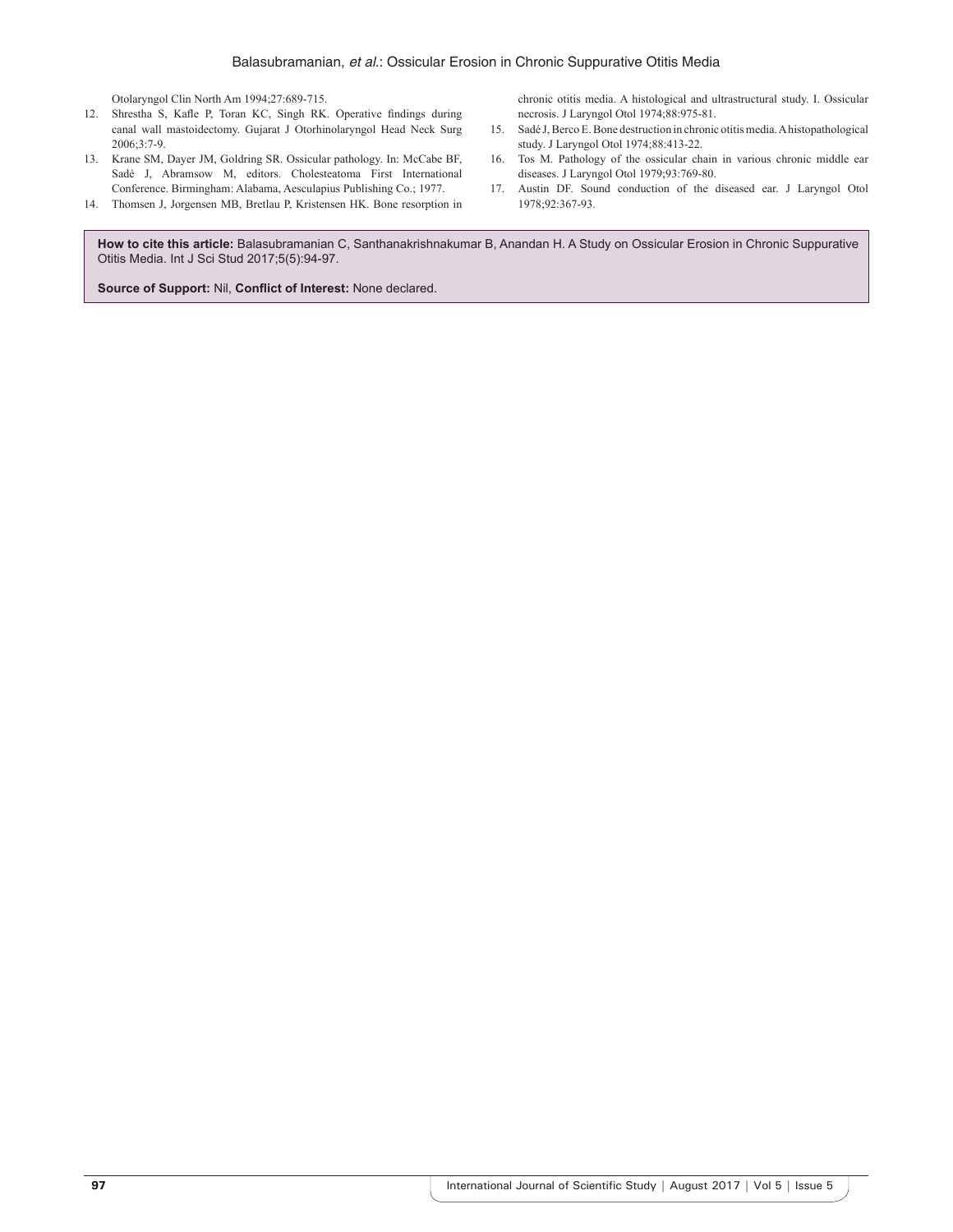Otolaryngol Clin North Am 1994;27:689-715.

12. Shrestha S, Kafle P, Toran KC, Singh RK. Operative findings during canal wall mastoidectomy. Gujarat J Otorhinolaryngol Head Neck Surg 2006;3:7-9.
13. Krane SM, Dayer JM, Goldring SR. Ossicular pathology. In: McCabe BF, Sadé J, Abramsow M, editors. Cholesteatoma First International Conference. Birmingham: Alabama, Aesculapius Publishing Co.; 1977.
14. Thomsen J, Jorgensen MB, Bretlau P, Kristensen HK. Bone resorption in chronic otitis media. A histological and ultrastructural study. I. Ossicular necrosis. J Laryngol Otol 1974;88:975-81.
15. Sadé J, Berco E. Bone destruction in chronic otitis media. A histopathological study. J Laryngol Otol 1974;88:413-22.
16. Tos M. Pathology of the ossicular chain in various chronic middle ear diseases. J Laryngol Otol 1979;93:769-80.
17. Austin DF. Sound conduction of the diseased ear. J Laryngol Otol 1978;92:367-93.

**How to cite this article:** Balasubramanian C, Santhanakrishnakumar B, Anandan H. A Study on Ossicular Erosion in Chronic Suppurative Otitis Media. Int J Sci Stud 2017;5(5):94-97.

**Source of Support:** Nil, **Conflict of Interest:** None declared.